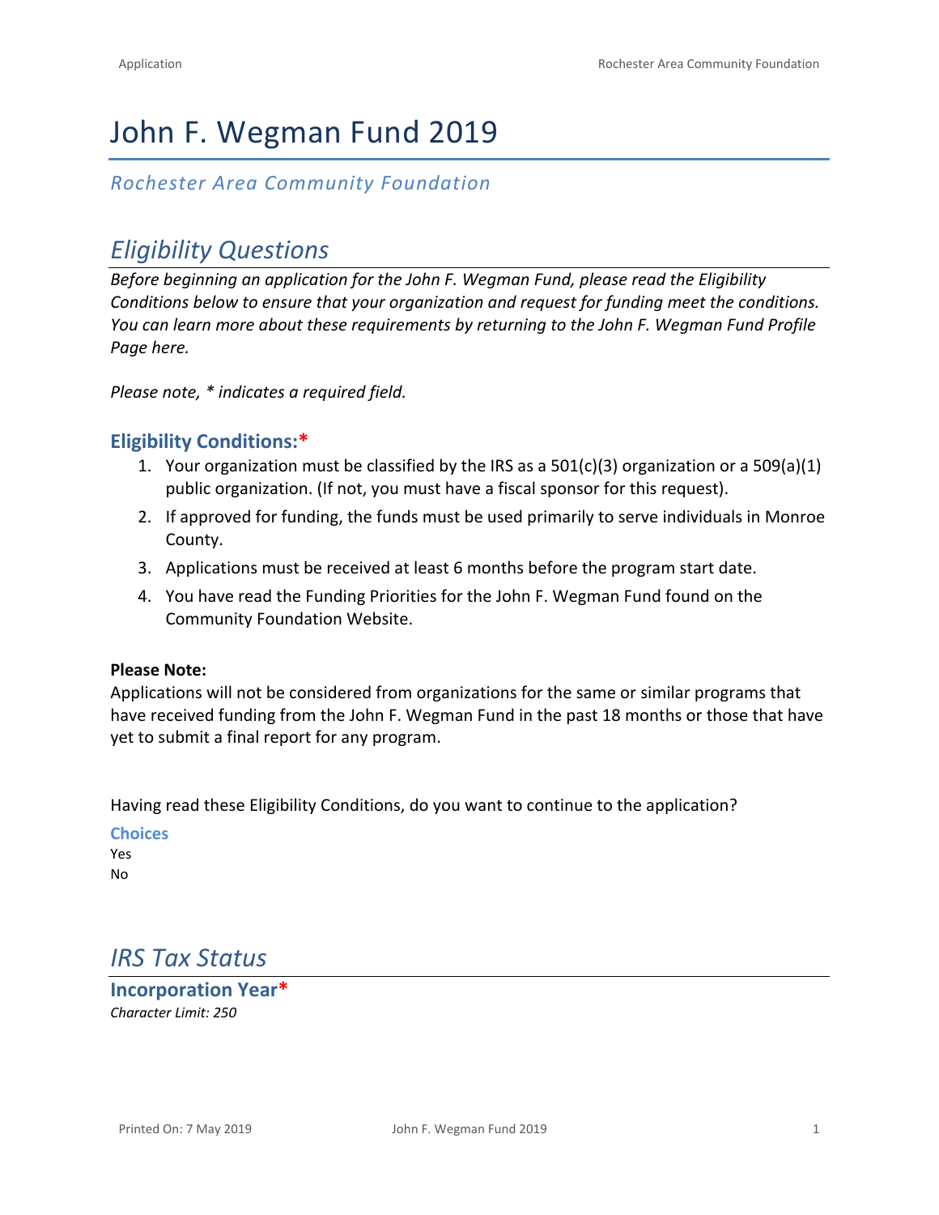# John F. Wegman Fund 2019

*Rochester Area Community Foundation*

## *Eligibility Questions*

*Before beginning an application for the John F. Wegman Fund, please read the Eligibility Conditions below to ensure that your organization and request for funding meet the conditions. You can learn more about these requirements by returning to the John F. Wegman Fund Profile Page here.*

*Please note, * indicates a required field.*

### Eligibility Conditions:*

1. Your organization must be classified by the IRS as a 501(c)(3) organization or a 509(a)(1) public organization. (If not, you must have a fiscal sponsor for this request).
2. If approved for funding, the funds must be used primarily to serve individuals in Monroe County.
3. Applications must be received at least 6 months before the program start date.
4. You have read the Funding Priorities for the John F. Wegman Fund found on the Community Foundation Website.

**Please Note:**
Applications will not be considered from organizations for the same or similar programs that have received funding from the John F. Wegman Fund in the past 18 months or those that have yet to submit a final report for any program.

Having read these Eligibility Conditions, do you want to continue to the application?

**Choices**
Yes
No

## *IRS Tax Status*

### Incorporation Year*

*Character Limit: 250*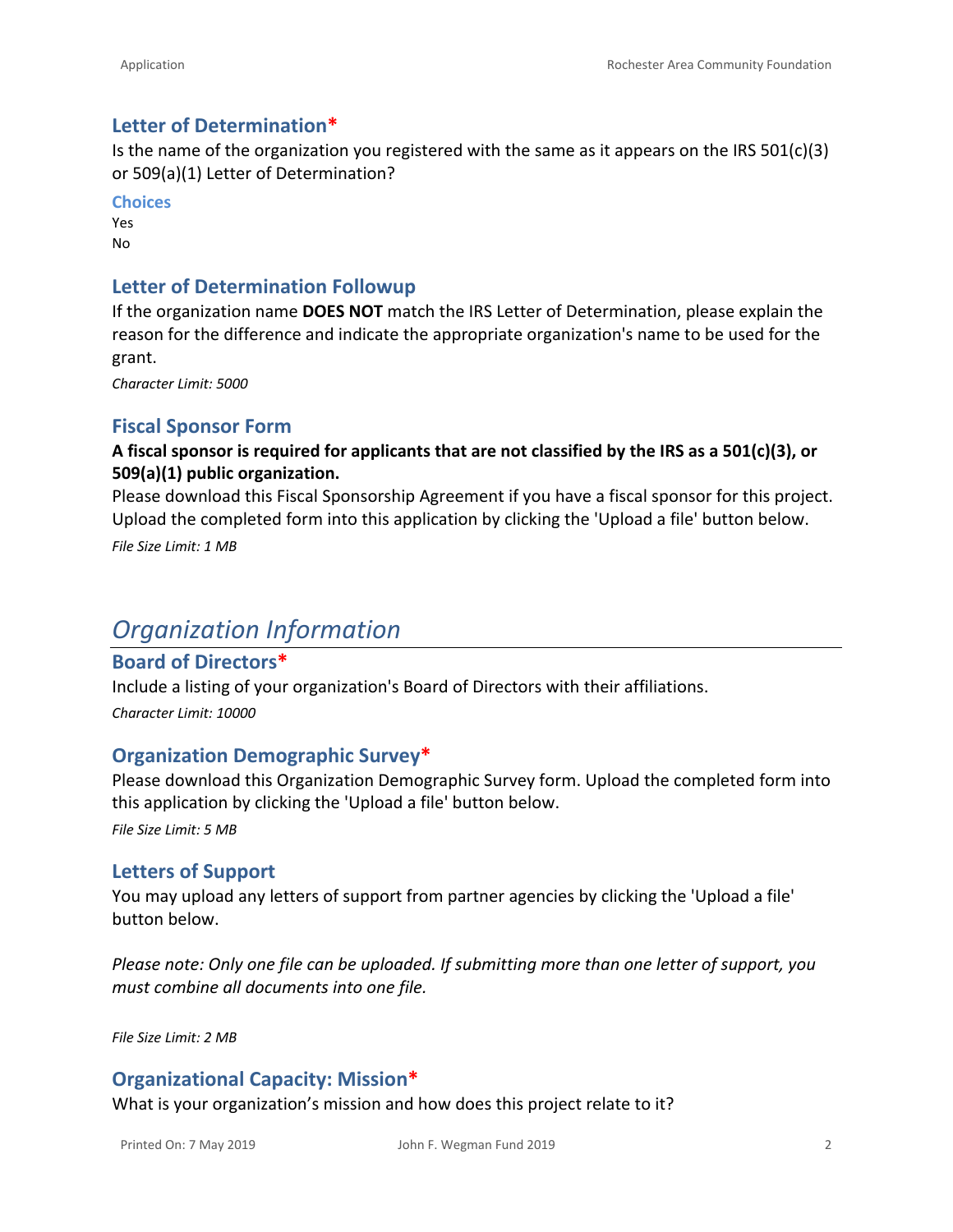### Letter of Determination*

Is the name of the organization you registered with the same as it appears on the IRS 501(c)(3) or 509(a)(1) Letter of Determination?

#### Choices

Yes
No

### Letter of Determination Followup

If the organization name **DOES NOT** match the IRS Letter of Determination, please explain the reason for the difference and indicate the appropriate organization's name to be used for the grant.

*Character Limit: 5000*

### Fiscal Sponsor Form

**A fiscal sponsor is required for applicants that are not classified by the IRS as a 501(c)(3), or 509(a)(1) public organization.**

Please download this Fiscal Sponsorship Agreement if you have a fiscal sponsor for this project. Upload the completed form into this application by clicking the 'Upload a file' button below.

*File Size Limit: 1 MB*

## *Organization Information*

### Board of Directors*

Include a listing of your organization's Board of Directors with their affiliations.

*Character Limit: 10000*

### Organization Demographic Survey*

Please download this Organization Demographic Survey form. Upload the completed form into this application by clicking the 'Upload a file' button below.

*File Size Limit: 5 MB*

### Letters of Support

You may upload any letters of support from partner agencies by clicking the 'Upload a file' button below.

*Please note: Only one file can be uploaded. If submitting more than one letter of support, you must combine all documents into one file.*

*File Size Limit: 2 MB*

### Organizational Capacity: Mission*

What is your organization's mission and how does this project relate to it?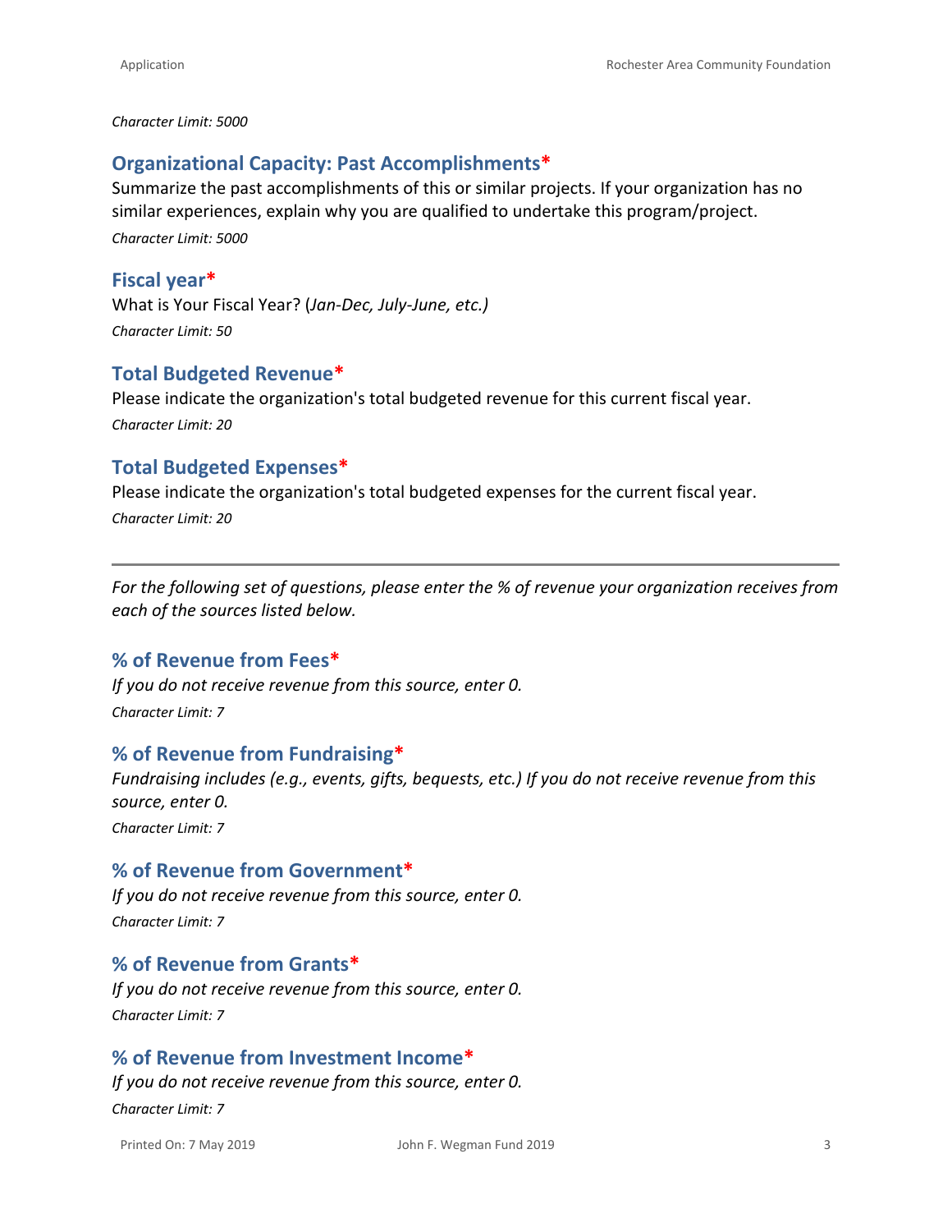*Character Limit: 5000*

### Organizational Capacity: Past Accomplishments*

Summarize the past accomplishments of this or similar projects. If your organization has no similar experiences, explain why you are qualified to undertake this program/project.

*Character Limit: 5000*

### Fiscal year*

What is Your Fiscal Year? (*Jan-Dec, July-June, etc.)*

*Character Limit: 50*

### Total Budgeted Revenue*

Please indicate the organization's total budgeted revenue for this current fiscal year.

*Character Limit: 20*

### Total Budgeted Expenses*

Please indicate the organization's total budgeted expenses for the current fiscal year.

*Character Limit: 20*

---

*For the following set of questions, please enter the % of revenue your organization receives from each of the sources listed below.*

### % of Revenue from Fees*

*If you do not receive revenue from this source, enter 0.*

*Character Limit: 7*

### % of Revenue from Fundraising*

*Fundraising includes (e.g., events, gifts, bequests, etc.) If you do not receive revenue from this source, enter 0.*

*Character Limit: 7*

### % of Revenue from Government*

*If you do not receive revenue from this source, enter 0.*

*Character Limit: 7*

### % of Revenue from Grants*

*If you do not receive revenue from this source, enter 0.*

*Character Limit: 7*

### % of Revenue from Investment Income*

*If you do not receive revenue from this source, enter 0.*

*Character Limit: 7*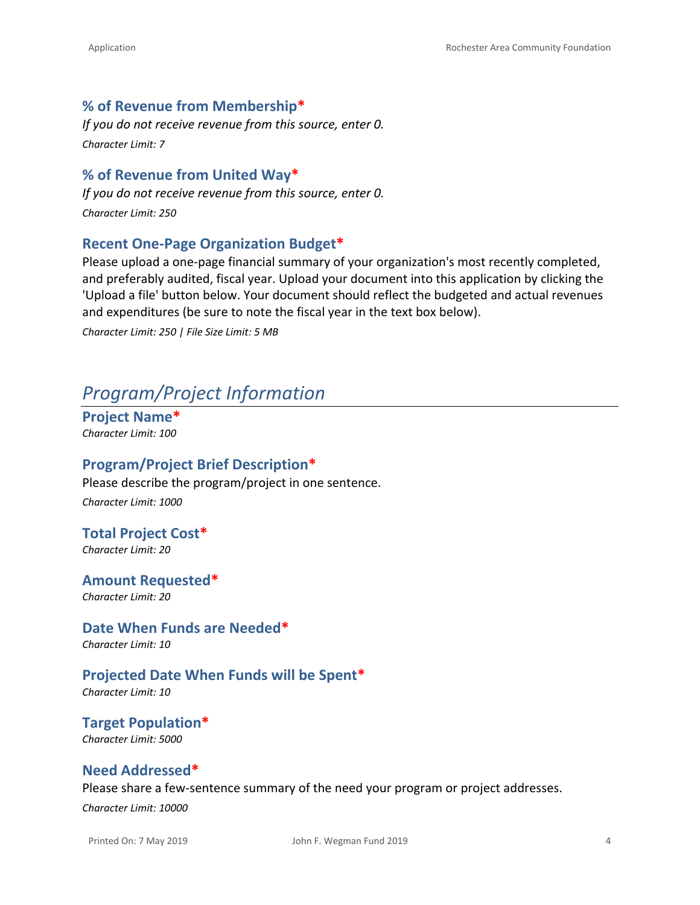### % of Revenue from Membership*

*If you do not receive revenue from this source, enter 0.*

*Character Limit: 7*

### % of Revenue from United Way*

*If you do not receive revenue from this source, enter 0.*

*Character Limit: 250*

### Recent One-Page Organization Budget*

Please upload a one-page financial summary of your organization's most recently completed, and preferably audited, fiscal year. Upload your document into this application by clicking the 'Upload a file' button below. Your document should reflect the budgeted and actual revenues and expenditures (be sure to note the fiscal year in the text box below).

*Character Limit: 250 | File Size Limit: 5 MB*

## *Program/Project Information*

### Project Name*

*Character Limit: 100*

### Program/Project Brief Description*

Please describe the program/project in one sentence.

*Character Limit: 1000*

### Total Project Cost*

*Character Limit: 20*

### Amount Requested*

*Character Limit: 20*

### Date When Funds are Needed*

*Character Limit: 10*

### Projected Date When Funds will be Spent*

*Character Limit: 10*

### Target Population*

*Character Limit: 5000*

### Need Addressed*

Please share a few-sentence summary of the need your program or project addresses.

*Character Limit: 10000*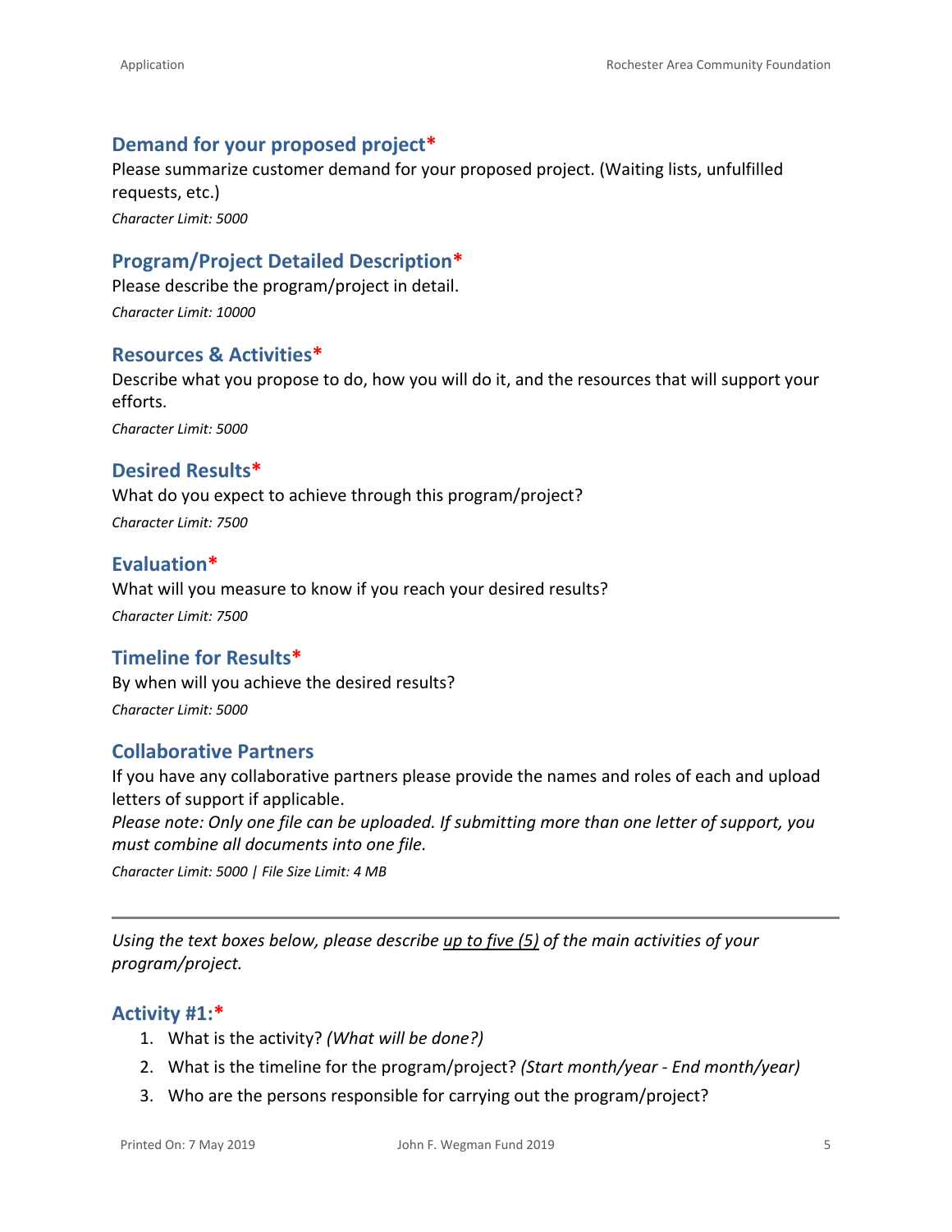### Demand for your proposed project*

Please summarize customer demand for your proposed project. (Waiting lists, unfulfilled requests, etc.)

*Character Limit: 5000*

### Program/Project Detailed Description*

Please describe the program/project in detail.

*Character Limit: 10000*

### Resources & Activities*

Describe what you propose to do, how you will do it, and the resources that will support your efforts.

*Character Limit: 5000*

### Desired Results*

What do you expect to achieve through this program/project?

*Character Limit: 7500*

### Evaluation*

What will you measure to know if you reach your desired results?

*Character Limit: 7500*

### Timeline for Results*

By when will you achieve the desired results?

*Character Limit: 5000*

### Collaborative Partners

If you have any collaborative partners please provide the names and roles of each and upload letters of support if applicable.

*Please note: Only one file can be uploaded. If submitting more than one letter of support, you must combine all documents into one file.*

*Character Limit: 5000 | File Size Limit: 4 MB*

---

*Using the text boxes below, please describe <u>up to five (5)</u> of the main activities of your program/project.*

### Activity #1:*

1. What is the activity? *(What will be done?)*
2. What is the timeline for the program/project? *(Start month/year - End month/year)*
3. Who are the persons responsible for carrying out the program/project?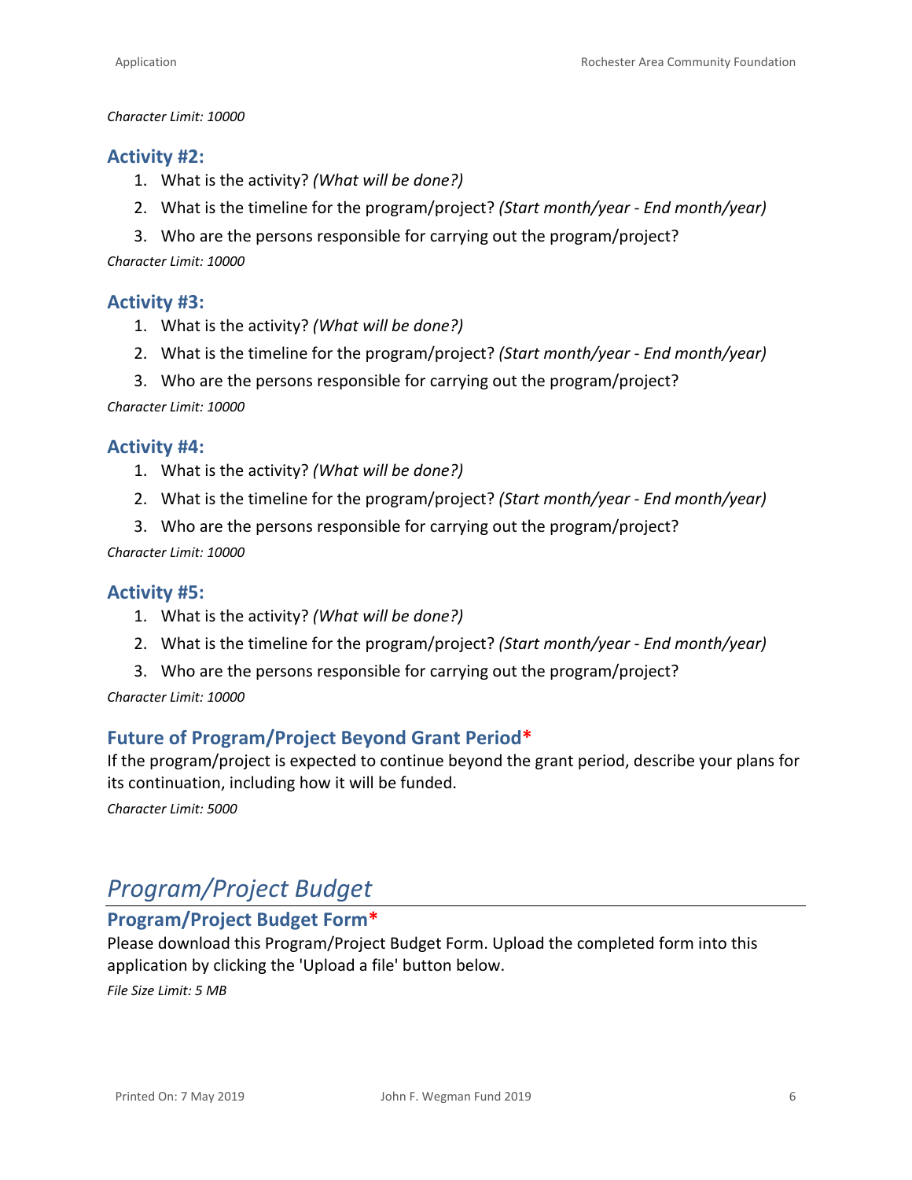*Character Limit: 10000*

### Activity #2:

1. What is the activity? *(What will be done?)*
2. What is the timeline for the program/project? *(Start month/year - End month/year)*
3. Who are the persons responsible for carrying out the program/project?

*Character Limit: 10000*

### Activity #3:

1. What is the activity? *(What will be done?)*
2. What is the timeline for the program/project? *(Start month/year - End month/year)*
3. Who are the persons responsible for carrying out the program/project?

*Character Limit: 10000*

### Activity #4:

1. What is the activity? *(What will be done?)*
2. What is the timeline for the program/project? *(Start month/year - End month/year)*
3. Who are the persons responsible for carrying out the program/project?

*Character Limit: 10000*

### Activity #5:

1. What is the activity? *(What will be done?)*
2. What is the timeline for the program/project? *(Start month/year - End month/year)*
3. Who are the persons responsible for carrying out the program/project?

*Character Limit: 10000*

### Future of Program/Project Beyond Grant Period*

If the program/project is expected to continue beyond the grant period, describe your plans for its continuation, including how it will be funded.

*Character Limit: 5000*

## *Program/Project Budget*

### Program/Project Budget Form*

Please download this Program/Project Budget Form. Upload the completed form into this application by clicking the 'Upload a file' button below.

*File Size Limit: 5 MB*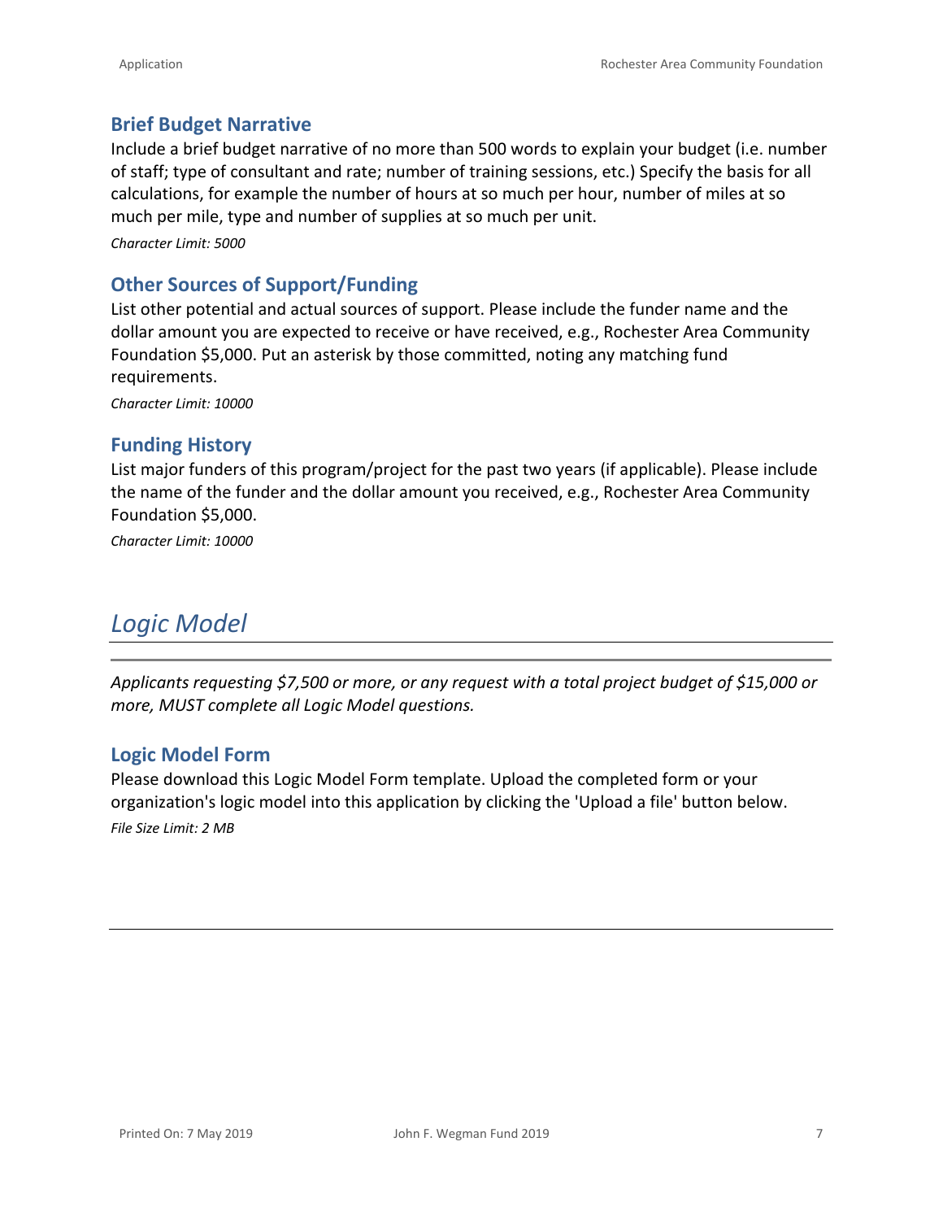### Brief Budget Narrative

Include a brief budget narrative of no more than 500 words to explain your budget (i.e. number of staff; type of consultant and rate; number of training sessions, etc.) Specify the basis for all calculations, for example the number of hours at so much per hour, number of miles at so much per mile, type and number of supplies at so much per unit.

*Character Limit: 5000*

### Other Sources of Support/Funding

List other potential and actual sources of support. Please include the funder name and the dollar amount you are expected to receive or have received, e.g., Rochester Area Community Foundation $5,000. Put an asterisk by those committed, noting any matching fund requirements.

*Character Limit: 10000*

### Funding History

List major funders of this program/project for the past two years (if applicable). Please include the name of the funder and the dollar amount you received, e.g., Rochester Area Community Foundation $5,000.

*Character Limit: 10000*

## *Logic Model*

*Applicants requesting $7,500 or more, or any request with a total project budget of $15,000 or more, MUST complete all Logic Model questions.*

### Logic Model Form

Please download this Logic Model Form template. Upload the completed form or your organization's logic model into this application by clicking the 'Upload a file' button below.

*File Size Limit: 2 MB*